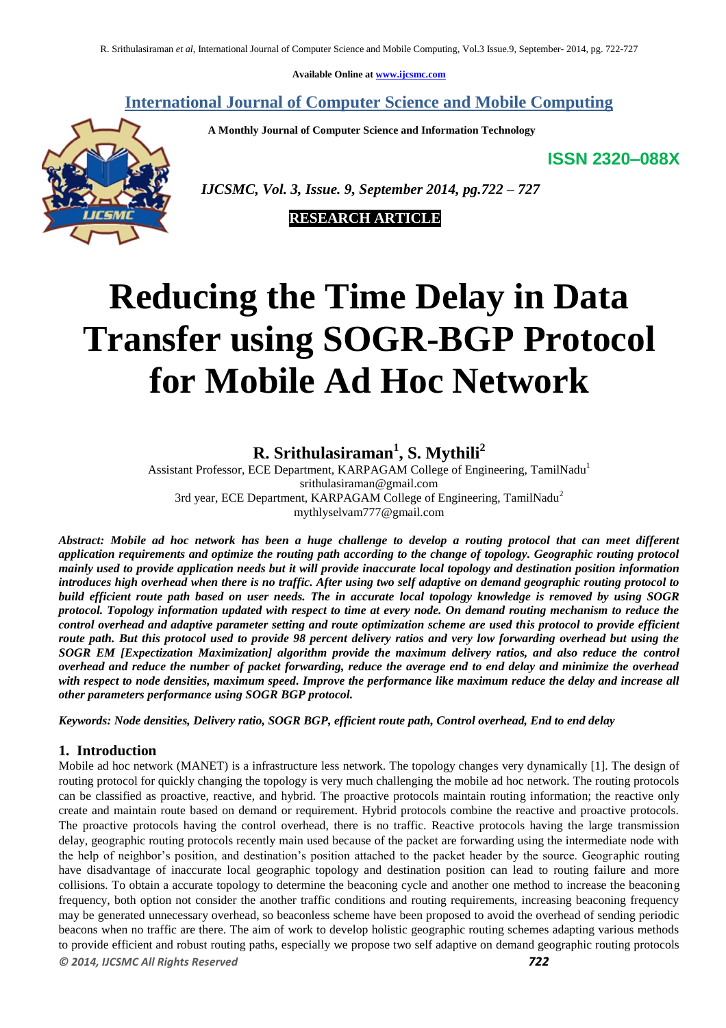Available Online at www.ijcsmc.com

## International Journal of Computer Science and Mobile Computing

**A Monthly Journal of Computer Science and Information Technology**

**ISSN 2320–088X**

*IJCSMC, Vol. 3, Issue. 9, September 2014, pg.722 – 727*

**RESEARCH ARTICLE**

# Reducing the Time Delay in Data Transfer using SOGR-BGP Protocol for Mobile Ad Hoc Network

**R. Srithulasiraman[1], S. Mythili[2]**

Assistant Professor, ECE Department, KARPAGAM College of Engineering, TamilNadu[1]
srithulasiraman@gmail.com
3rd year, ECE Department, KARPAGAM College of Engineering, TamilNadu[2]
mythlyselvam777@gmail.com

***Abstract: Mobile ad hoc network has been a huge challenge to develop a routing protocol that can meet different application requirements and optimize the routing path according to the change of topology. Geographic routing protocol mainly used to provide application needs but it will provide inaccurate local topology and destination position information introduces high overhead when there is no traffic. After using two self adaptive on demand geographic routing protocol to build efficient route path based on user needs. The in accurate local topology knowledge is removed by using SOGR protocol. Topology information updated with respect to time at every node. On demand routing mechanism to reduce the control overhead and adaptive parameter setting and route optimization scheme are used this protocol to provide efficient route path. But this protocol used to provide 98 percent delivery ratios and very low forwarding overhead but using the SOGR EM [Expectization Maximization] algorithm provide the maximum delivery ratios, and also reduce the control overhead and reduce the number of packet forwarding, reduce the average end to end delay and minimize the overhead with respect to node densities, maximum speed. Improve the performance like maximum reduce the delay and increase all other parameters performance using SOGR BGP protocol.***

***Keywords: Node densities, Delivery ratio, SOGR BGP, efficient route path, Control overhead, End to end delay***

## 1. Introduction

Mobile ad hoc network (MANET) is a infrastructure less network. The topology changes very dynamically [1]. The design of routing protocol for quickly changing the topology is very much challenging the mobile ad hoc network. The routing protocols can be classified as proactive, reactive, and hybrid. The proactive protocols maintain routing information; the reactive only create and maintain route based on demand or requirement. Hybrid protocols combine the reactive and proactive protocols. The proactive protocols having the control overhead, there is no traffic. Reactive protocols having the large transmission delay, geographic routing protocols recently main used because of the packet are forwarding using the intermediate node with the help of neighbor's position, and destination's position attached to the packet header by the source. Geographic routing have disadvantage of inaccurate local geographic topology and destination position can lead to routing failure and more collisions. To obtain a accurate topology to determine the beaconing cycle and another one method to increase the beaconing frequency, both option not consider the another traffic conditions and routing requirements, increasing beaconing frequency may be generated unnecessary overhead, so beaconless scheme have been proposed to avoid the overhead of sending periodic beacons when no traffic are there. The aim of work to develop holistic geographic routing schemes adapting various methods to provide efficient and robust routing paths, especially we propose two self adaptive on demand geographic routing protocols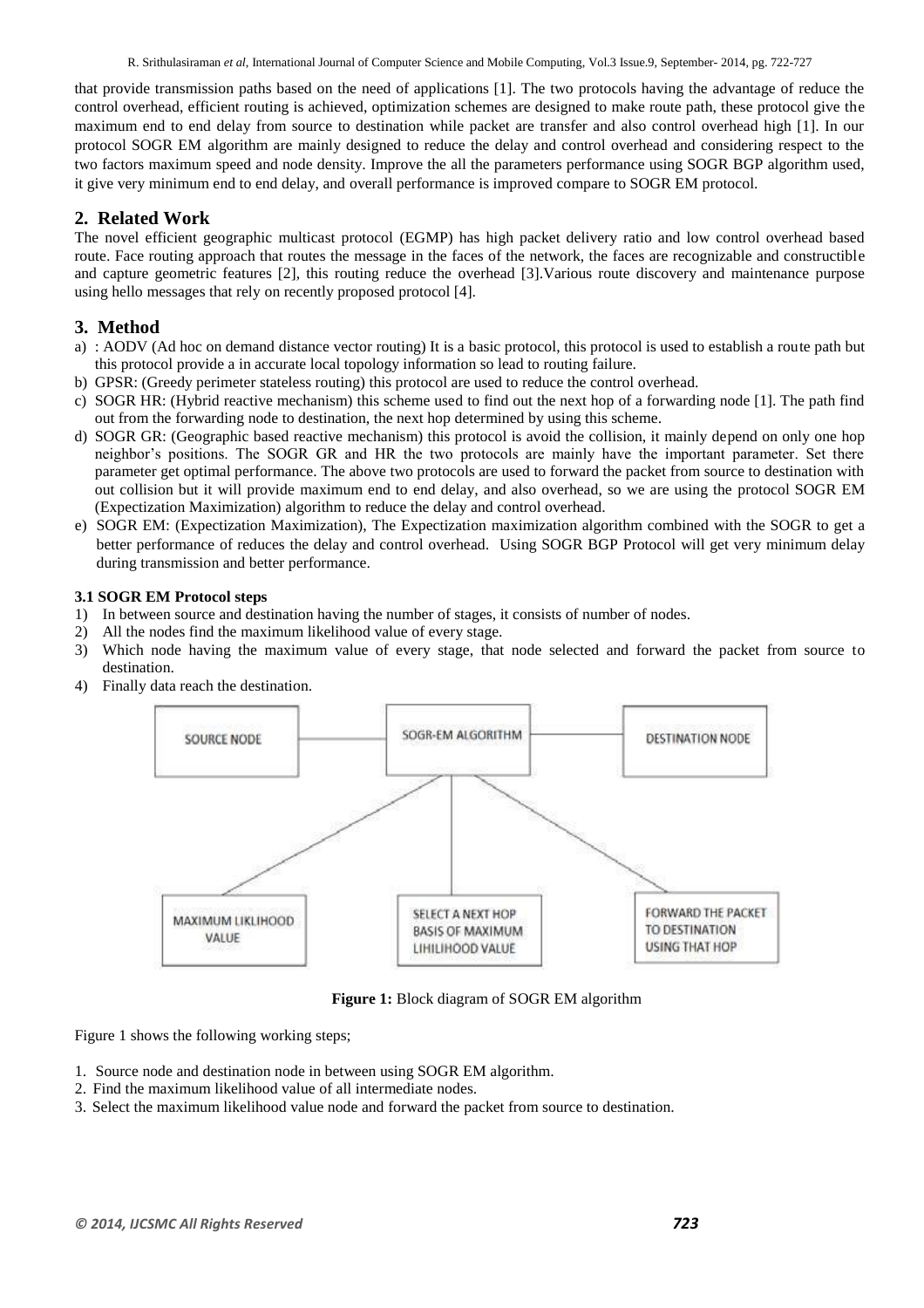that provide transmission paths based on the need of applications [1]. The two protocols having the advantage of reduce the control overhead, efficient routing is achieved, optimization schemes are designed to make route path, these protocol give the maximum end to end delay from source to destination while packet are transfer and also control overhead high [1]. In our protocol SOGR EM algorithm are mainly designed to reduce the delay and control overhead and considering respect to the two factors maximum speed and node density. Improve the all the parameters performance using SOGR BGP algorithm used, it give very minimum end to end delay, and overall performance is improved compare to SOGR EM protocol.

## 2. Related Work

The novel efficient geographic multicast protocol (EGMP) has high packet delivery ratio and low control overhead based route. Face routing approach that routes the message in the faces of the network, the faces are recognizable and constructible and capture geometric features [2], this routing reduce the overhead [3].Various route discovery and maintenance purpose using hello messages that rely on recently proposed protocol [4].

## 3. Method

a) : AODV (Ad hoc on demand distance vector routing) It is a basic protocol, this protocol is used to establish a route path but this protocol provide a in accurate local topology information so lead to routing failure.
b) GPSR: (Greedy perimeter stateless routing) this protocol are used to reduce the control overhead.
c) SOGR HR: (Hybrid reactive mechanism) this scheme used to find out the next hop of a forwarding node [1]. The path find out from the forwarding node to destination, the next hop determined by using this scheme.
d) SOGR GR: (Geographic based reactive mechanism) this protocol is avoid the collision, it mainly depend on only one hop neighbor's positions. The SOGR GR and HR the two protocols are mainly have the important parameter. Set there parameter get optimal performance. The above two protocols are used to forward the packet from source to destination with out collision but it will provide maximum end to end delay, and also overhead, so we are using the protocol SOGR EM (Expectization Maximization) algorithm to reduce the delay and control overhead.
e) SOGR EM: (Expectization Maximization), The Expectization maximization algorithm combined with the SOGR to get a better performance of reduces the delay and control overhead. Using SOGR BGP Protocol will get very minimum delay during transmission and better performance.

### 3.1 SOGR EM Protocol steps

1) In between source and destination having the number of stages, it consists of number of nodes.
2) All the nodes find the maximum likelihood value of every stage.
3) Which node having the maximum value of every stage, that node selected and forward the packet from source to destination.
4) Finally data reach the destination.

**Figure 1:** Block diagram of SOGR EM algorithm

Figure 1 shows the following working steps;

1. Source node and destination node in between using SOGR EM algorithm.
2. Find the maximum likelihood value of all intermediate nodes.
3. Select the maximum likelihood value node and forward the packet from source to destination.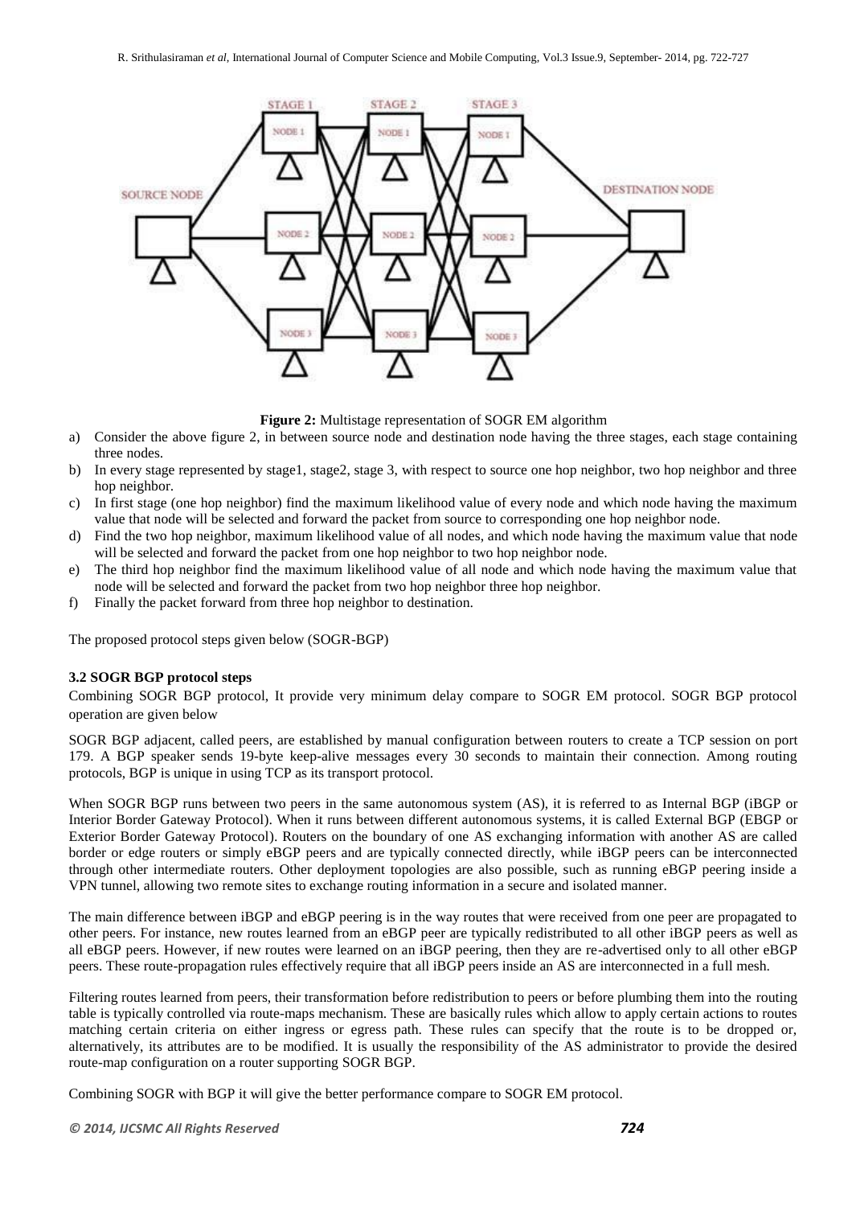**Figure 2:** Multistage representation of SOGR EM algorithm

a) Consider the above figure 2, in between source node and destination node having the three stages, each stage containing three nodes.
b) In every stage represented by stage1, stage2, stage 3, with respect to source one hop neighbor, two hop neighbor and three hop neighbor.
c) In first stage (one hop neighbor) find the maximum likelihood value of every node and which node having the maximum value that node will be selected and forward the packet from source to corresponding one hop neighbor node.
d) Find the two hop neighbor, maximum likelihood value of all nodes, and which node having the maximum value that node will be selected and forward the packet from one hop neighbor to two hop neighbor node.
e) The third hop neighbor find the maximum likelihood value of all node and which node having the maximum value that node will be selected and forward the packet from two hop neighbor three hop neighbor.
f) Finally the packet forward from three hop neighbor to destination.

The proposed protocol steps given below (SOGR-BGP)

### 3.2 SOGR BGP protocol steps

Combining SOGR BGP protocol, It provide very minimum delay compare to SOGR EM protocol. SOGR BGP protocol operation are given below

SOGR BGP adjacent, called peers, are established by manual configuration between routers to create a TCP session on port 179. A BGP speaker sends 19-byte keep-alive messages every 30 seconds to maintain their connection. Among routing protocols, BGP is unique in using TCP as its transport protocol.

When SOGR BGP runs between two peers in the same autonomous system (AS), it is referred to as Internal BGP (iBGP or Interior Border Gateway Protocol). When it runs between different autonomous systems, it is called External BGP (EBGP or Exterior Border Gateway Protocol). Routers on the boundary of one AS exchanging information with another AS are called border or edge routers or simply eBGP peers and are typically connected directly, while iBGP peers can be interconnected through other intermediate routers. Other deployment topologies are also possible, such as running eBGP peering inside a VPN tunnel, allowing two remote sites to exchange routing information in a secure and isolated manner.

The main difference between iBGP and eBGP peering is in the way routes that were received from one peer are propagated to other peers. For instance, new routes learned from an eBGP peer are typically redistributed to all other iBGP peers as well as all eBGP peers. However, if new routes were learned on an iBGP peering, then they are re-advertised only to all other eBGP peers. These route-propagation rules effectively require that all iBGP peers inside an AS are interconnected in a full mesh.

Filtering routes learned from peers, their transformation before redistribution to peers or before plumbing them into the routing table is typically controlled via route-maps mechanism. These are basically rules which allow to apply certain actions to routes matching certain criteria on either ingress or egress path. These rules can specify that the route is to be dropped or, alternatively, its attributes are to be modified. It is usually the responsibility of the AS administrator to provide the desired route-map configuration on a router supporting SOGR BGP.

Combining SOGR with BGP it will give the better performance compare to SOGR EM protocol.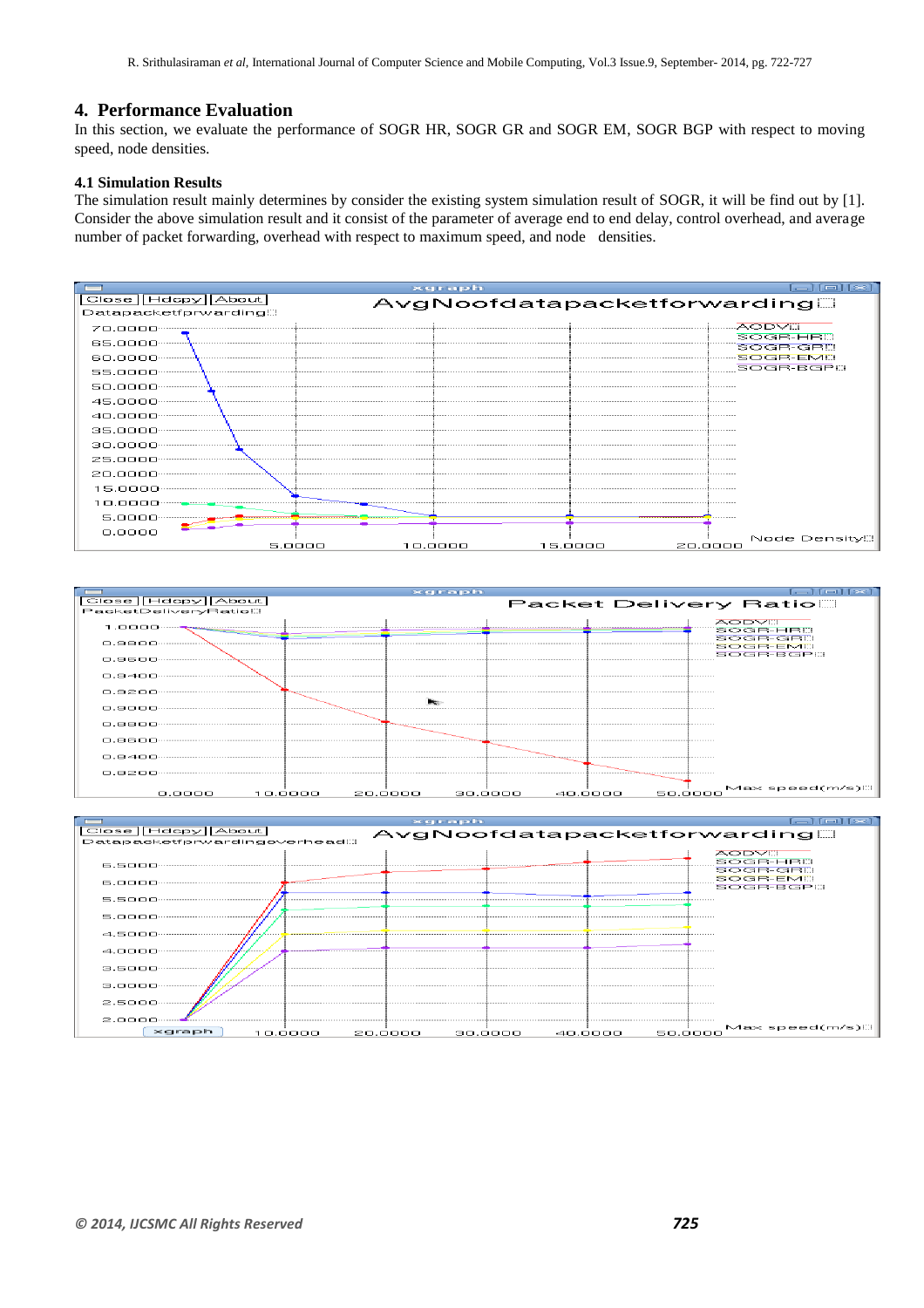## 4. Performance Evaluation

In this section, we evaluate the performance of SOGR HR, SOGR GR and SOGR EM, SOGR BGP with respect to moving speed, node densities.

### 4.1 Simulation Results

The simulation result mainly determines by consider the existing system simulation result of SOGR, it will be find out by [1]. Consider the above simulation result and it consist of the parameter of average end to end delay, control overhead, and average number of packet forwarding, overhead with respect to maximum speed, and node densities.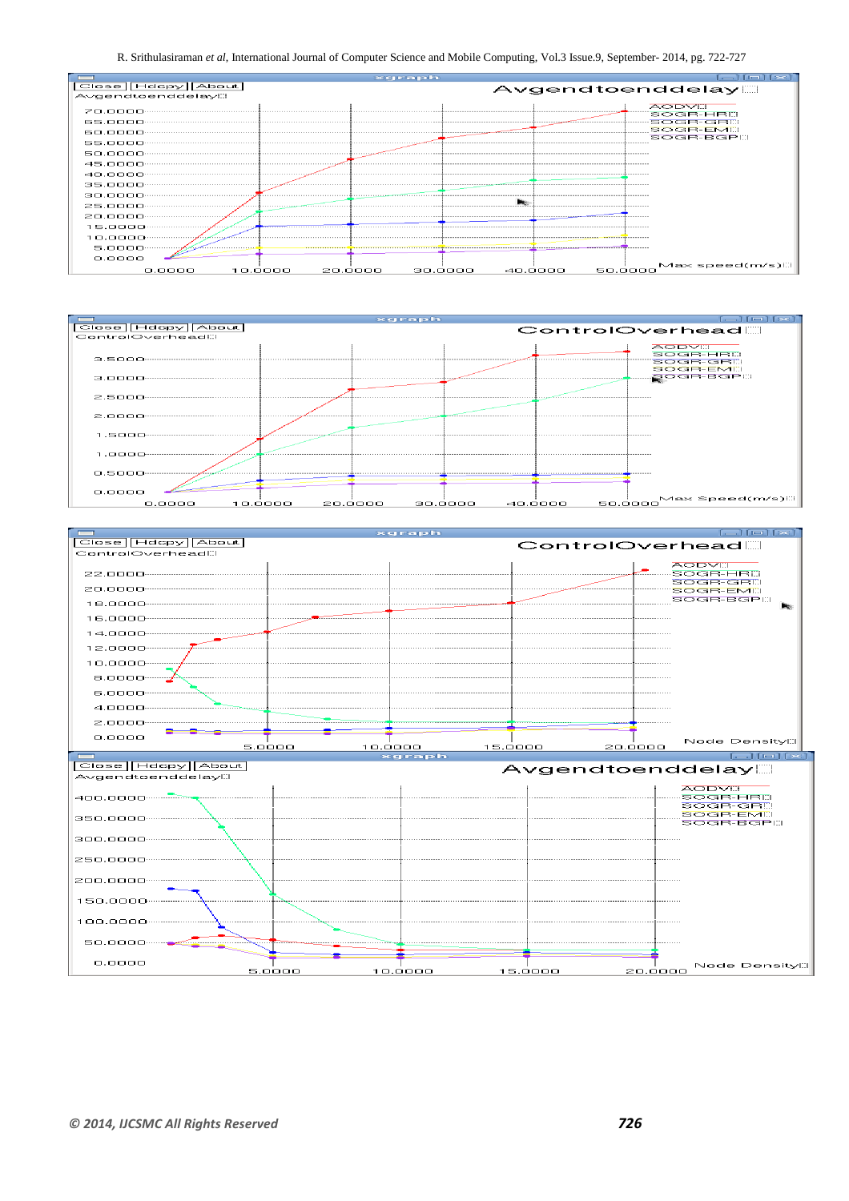Avgendtoenddelay

AODV, SOGR-HR, SOGR-GR, SOGR-EM, SOGR-BGP

Max speed(m/s)

ControlOverhead

AODV, SOGR-HR, SOGR-GR, SOGR-EM, SOGR-BGP

Max Speed(m/s)

ControlOverhead

AODV, SOGR-HR, SOGR-GR, SOGR-EM, SOGR-BGP

Node Density

Avgendtoenddelay

AODV, SOGR-HR, SOGR-GR, SOGR-EM, SOGR-BGP

Node Density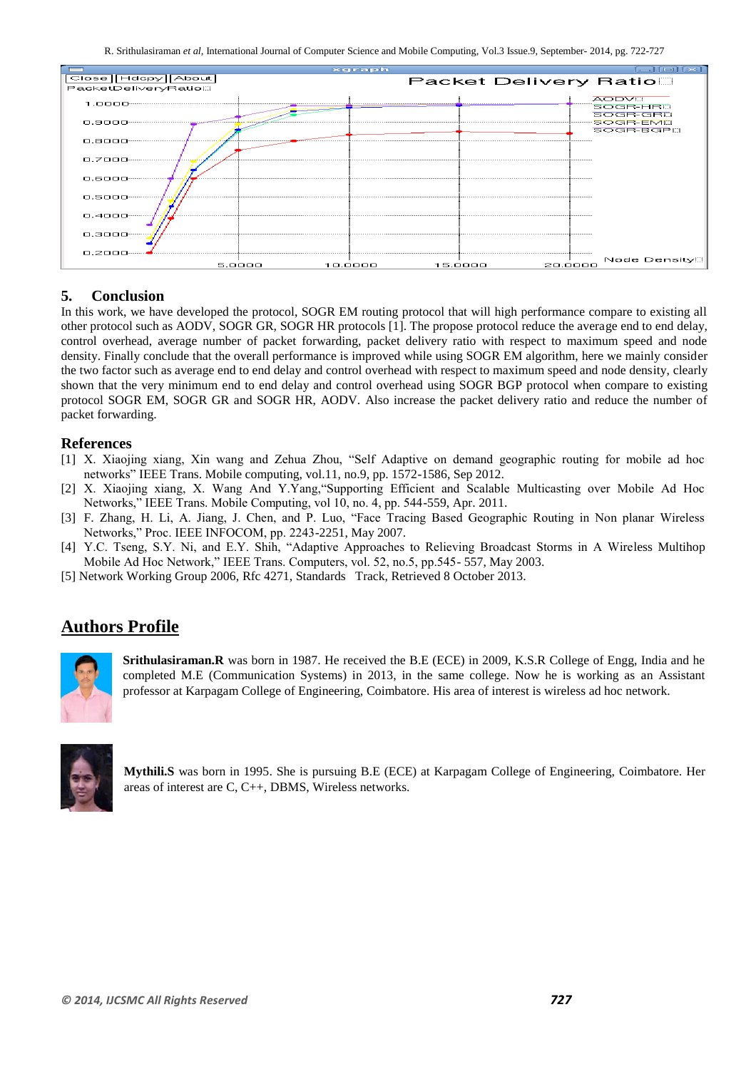xgraph

Close | Hdcpy | About

PacketDeliveryRatio

Packet Delivery Ratio

AODV
SOGR-HR
SOGR-GR
SOGR-EM
SOGR-BGP

1.0000
0.9000
0.8000
0.7000
0.6000
0.5000
0.4000
0.3000
0.2000

5.0000
10.0000
15.0000
20.0000

Node Density

## 5. Conclusion

In this work, we have developed the protocol, SOGR EM routing protocol that will high performance compare to existing all other protocol such as AODV, SOGR GR, SOGR HR protocols [1]. The propose protocol reduce the average end to end delay, control overhead, average number of packet forwarding, packet delivery ratio with respect to maximum speed and node density. Finally conclude that the overall performance is improved while using SOGR EM algorithm, here we mainly consider the two factor such as average end to end delay and control overhead with respect to maximum speed and node density, clearly shown that the very minimum end to end delay and control overhead using SOGR BGP protocol when compare to existing protocol SOGR EM, SOGR GR and SOGR HR, AODV. Also increase the packet delivery ratio and reduce the number of packet forwarding.

## References

[1] X. Xiaojing xiang, Xin wang and Zehua Zhou, "Self Adaptive on demand geographic routing for mobile ad hoc networks" IEEE Trans. Mobile computing, vol.11, no.9, pp. 1572-1586, Sep 2012.

[2] X. Xiaojing xiang, X. Wang And Y.Yang,"Supporting Efficient and Scalable Multicasting over Mobile Ad Hoc Networks," IEEE Trans. Mobile Computing, vol 10, no. 4, pp. 544-559, Apr. 2011.

[3] F. Zhang, H. Li, A. Jiang, J. Chen, and P. Luo, "Face Tracing Based Geographic Routing in Non planar Wireless Networks," Proc. IEEE INFOCOM, pp. 2243-2251, May 2007.

[4] Y.C. Tseng, S.Y. Ni, and E.Y. Shih, "Adaptive Approaches to Relieving Broadcast Storms in A Wireless Multihop Mobile Ad Hoc Network," IEEE Trans. Computers, vol. 52, no.5, pp.545- 557, May 2003.

[5] Network Working Group 2006, Rfc 4271, Standards Track, Retrieved 8 October 2013.

## Authors Profile

**Srithulasiraman.R** was born in 1987. He received the B.E (ECE) in 2009, K.S.R College of Engg, India and he completed M.E (Communication Systems) in 2013, in the same college. Now he is working as an Assistant professor at Karpagam College of Engineering, Coimbatore. His area of interest is wireless ad hoc network.

**Mythili.S** was born in 1995. She is pursuing B.E (ECE) at Karpagam College of Engineering, Coimbatore. Her areas of interest are C, C++, DBMS, Wireless networks.